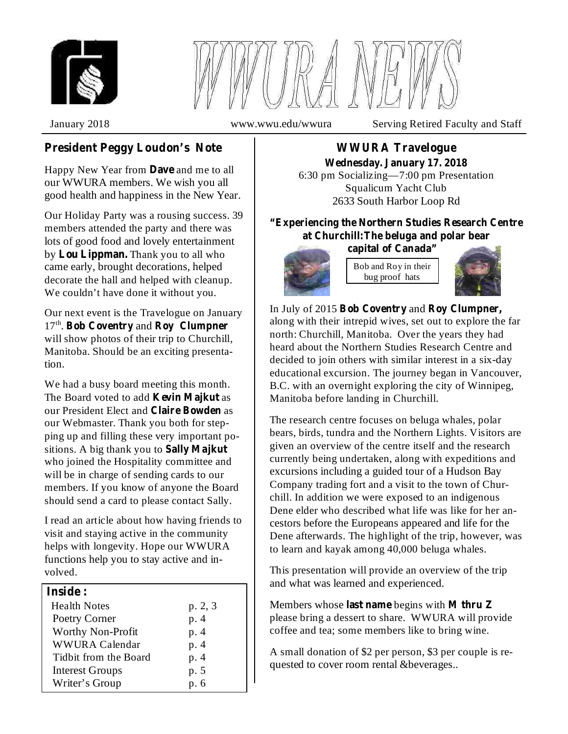# WWURA NEWS

January 2018 | www.wwu.edu/wwura | Serving Retired Faculty and Staff

## President Peggy Loudon's Note

Happy New Year from **Dave** and me to all our WWURA members. We wish you all good health and happiness in the New Year.

Our Holiday Party was a rousing success. 39 members attended the party and there was lots of good food and lovely entertainment by **Lou Lippman.** Thank you to all who came early, brought decorations, helped decorate the hall and helped with cleanup. We couldn't have done it without you.

Our next event is the Travelogue on January 17th. **Bob Coventry** and **Roy Clumpner** will show photos of their trip to Churchill, Manitoba. Should be an exciting presentation.

We had a busy board meeting this month. The Board voted to add **Kevin Majkut** as our President Elect and **Claire Bowden** as our Webmaster. Thank you both for stepping up and filling these very important positions. A big thank you to **Sally Majkut** who joined the Hospitality committee and will be in charge of sending cards to our members. If you know of anyone the Board should send a card to please contact Sally.

I read an article about how having friends to visit and staying active in the community helps with longevity. Hope our WWURA functions help you to stay active and involved.

**Inside:**

| | |
|---|---|
| Health Notes | p. 2, 3 |
| Poetry Corner | p. 4 |
| Worthy Non-Profit | p. 4 |
| WWURA Calendar | p. 4 |
| Tidbit from the Board | p. 4 |
| Interest Groups | p. 5 |
| Writer's Group | p. 6 |

## WWURA Travelogue

**Wednesday. January 17. 2018**

6:30 pm Socializing—7:00 pm Presentation
Squalicum Yacht Club
2633 South Harbor Loop Rd

### "Experiencing the Northern Studies Research Centre at Churchill: The beluga and polar bear capital of Canada"

Bob and Roy in their bug proof hats

In July of 2015 **Bob Coventry** and **Roy Clumpner,** along with their intrepid wives, set out to explore the far north: Churchill, Manitoba. Over the years they had heard about the Northern Studies Research Centre and decided to join others with similar interest in a six-day educational excursion. The journey began in Vancouver, B.C. with an overnight exploring the city of Winnipeg, Manitoba before landing in Churchill.

The research centre focuses on beluga whales, polar bears, birds, tundra and the Northern Lights. Visitors are given an overview of the centre itself and the research currently being undertaken, along with expeditions and excursions including a guided tour of a Hudson Bay Company trading fort and a visit to the town of Churchill. In addition we were exposed to an indigenous Dene elder who described what life was like for her ancestors before the Europeans appeared and life for the Dene afterwards. The highlight of the trip, however, was to learn and kayak among 40,000 beluga whales.

This presentation will provide an overview of the trip and what was learned and experienced.

Members whose **last name** begins with **M thru Z** please bring a dessert to share. WWURA will provide coffee and tea; some members like to bring wine.

A small donation of $2 per person, $3 per couple is requested to cover room rental &beverages..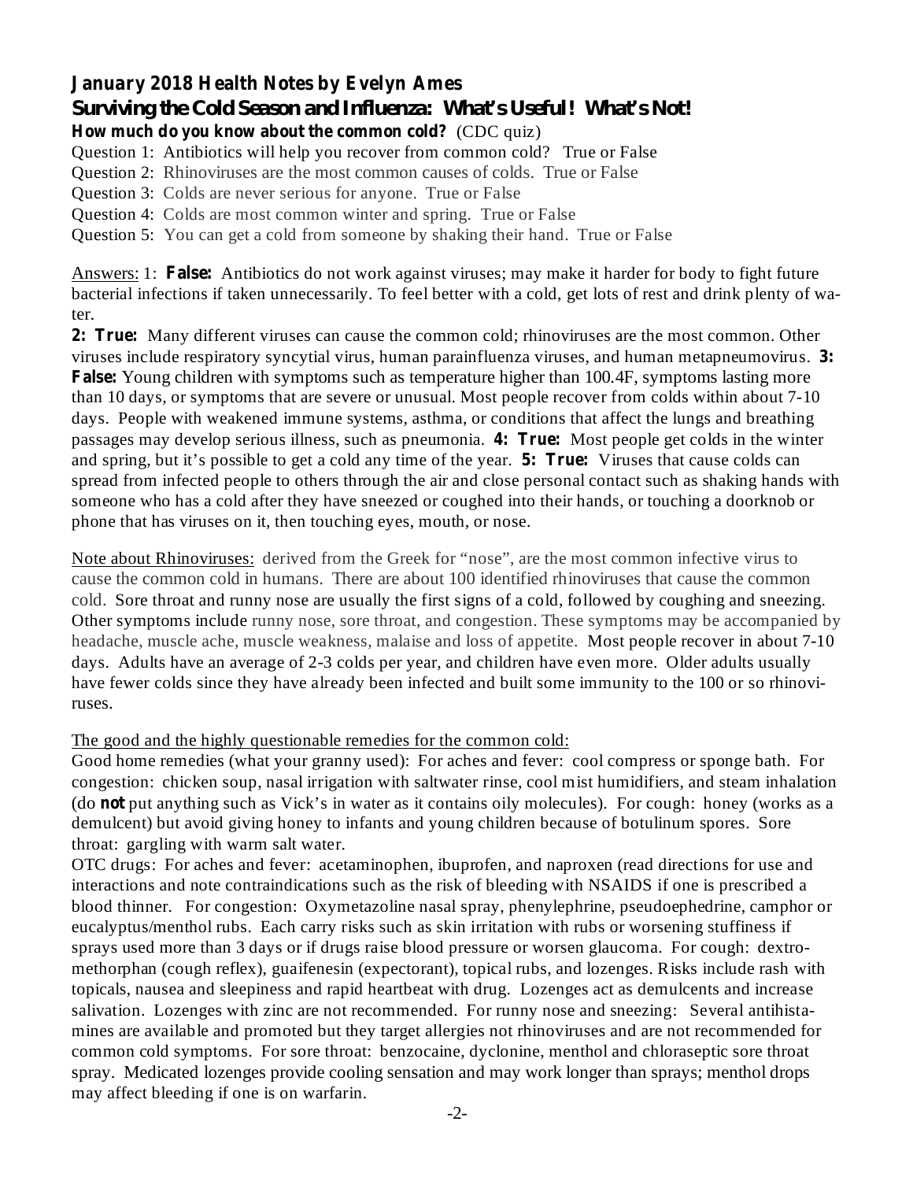## January 2018 Health Notes by Evelyn Ames

## Surviving the Cold Season and Influenza: What's Useful! What's Not!

**How much do you know about the common cold?** (CDC quiz)

Question 1: Antibiotics will help you recover from common cold? True or False
Question 2: Rhinoviruses are the most common causes of colds. True or False
Question 3: Colds are never serious for anyone. True or False
Question 4: Colds are most common winter and spring. True or False
Question 5: You can get a cold from someone by shaking their hand. True or False

Answers: 1: **False:** Antibiotics do not work against viruses; may make it harder for body to fight future bacterial infections if taken unnecessarily. To feel better with a cold, get lots of rest and drink plenty of water.

**2: True:** Many different viruses can cause the common cold; rhinoviruses are the most common. Other viruses include respiratory syncytial virus, human parainfluenza viruses, and human metapneumovirus. **3: False:** Young children with symptoms such as temperature higher than 100.4F, symptoms lasting more than 10 days, or symptoms that are severe or unusual. Most people recover from colds within about 7-10 days. People with weakened immune systems, asthma, or conditions that affect the lungs and breathing passages may develop serious illness, such as pneumonia. **4: True:** Most people get colds in the winter and spring, but it's possible to get a cold any time of the year. **5: True:** Viruses that cause colds can spread from infected people to others through the air and close personal contact such as shaking hands with someone who has a cold after they have sneezed or coughed into their hands, or touching a doorknob or phone that has viruses on it, then touching eyes, mouth, or nose.

Note about Rhinoviruses: derived from the Greek for "nose", are the most common infective virus to cause the common cold in humans. There are about 100 identified rhinoviruses that cause the common cold. Sore throat and runny nose are usually the first signs of a cold, followed by coughing and sneezing. Other symptoms include runny nose, sore throat, and congestion. These symptoms may be accompanied by headache, muscle ache, muscle weakness, malaise and loss of appetite. Most people recover in about 7-10 days. Adults have an average of 2-3 colds per year, and children have even more. Older adults usually have fewer colds since they have already been infected and built some immunity to the 100 or so rhinoviruses.

The good and the highly questionable remedies for the common cold:

Good home remedies (what your granny used): For aches and fever: cool compress or sponge bath. For congestion: chicken soup, nasal irrigation with saltwater rinse, cool mist humidifiers, and steam inhalation (do **not** put anything such as Vick's in water as it contains oily molecules). For cough: honey (works as a demulcent) but avoid giving honey to infants and young children because of botulinum spores. Sore throat: gargling with warm salt water.

OTC drugs: For aches and fever: acetaminophen, ibuprofen, and naproxen (read directions for use and interactions and note contraindications such as the risk of bleeding with NSAIDS if one is prescribed a blood thinner. For congestion: Oxymetazoline nasal spray, phenylephrine, pseudoephedrine, camphor or eucalyptus/menthol rubs. Each carry risks such as skin irritation with rubs or worsening stuffiness if sprays used more than 3 days or if drugs raise blood pressure or worsen glaucoma. For cough: dextromethorphan (cough reflex), guaifenesin (expectorant), topical rubs, and lozenges. Risks include rash with topicals, nausea and sleepiness and rapid heartbeat with drug. Lozenges act as demulcents and increase salivation. Lozenges with zinc are not recommended. For runny nose and sneezing: Several antihistamines are available and promoted but they target allergies not rhinoviruses and are not recommended for common cold symptoms. For sore throat: benzocaine, dyclonine, menthol and chloraseptic sore throat spray. Medicated lozenges provide cooling sensation and may work longer than sprays; menthol drops may affect bleeding if one is on warfarin.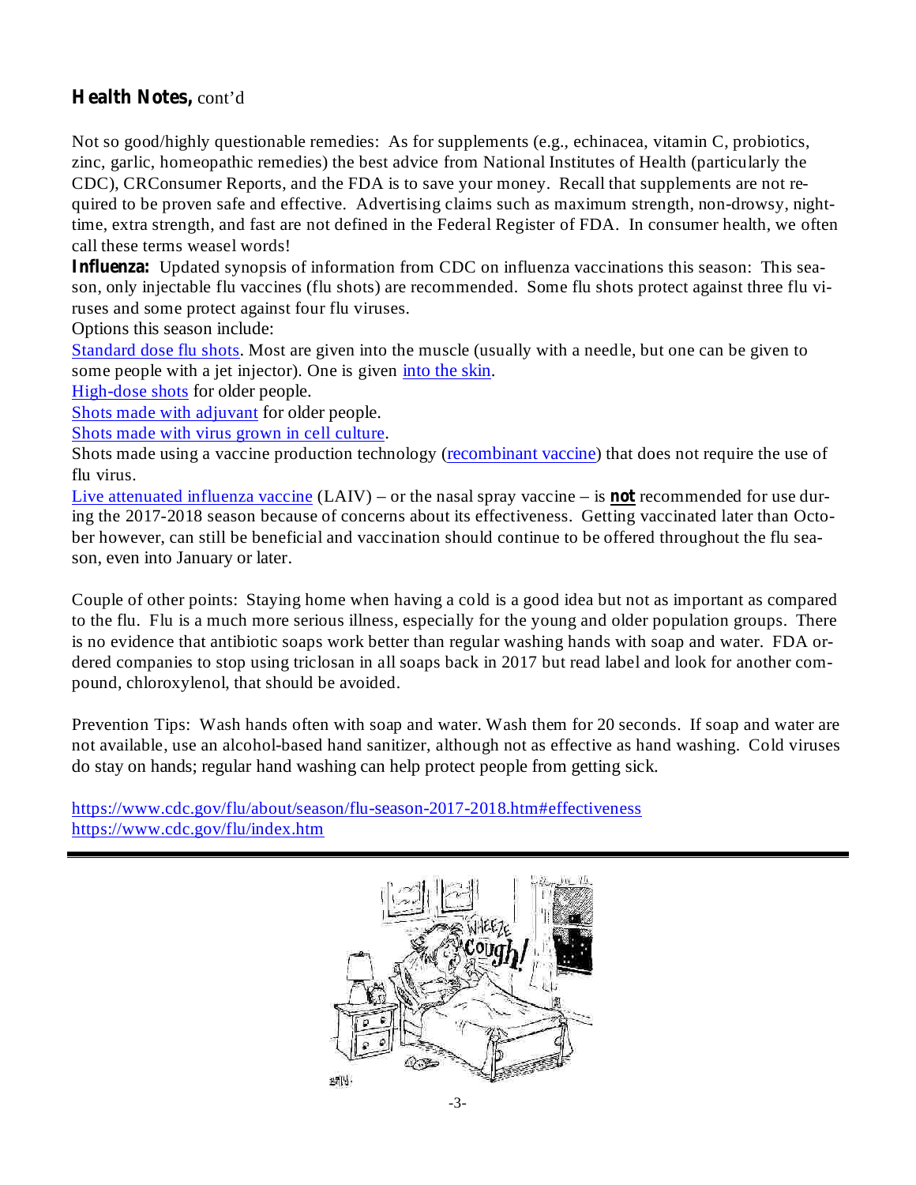**Health Notes,** cont'd

Not so good/highly questionable remedies: As for supplements (e.g., echinacea, vitamin C, probiotics, zinc, garlic, homeopathic remedies) the best advice from National Institutes of Health (particularly the CDC), CRConsumer Reports, and the FDA is to save your money. Recall that supplements are not required to be proven safe and effective. Advertising claims such as maximum strength, non-drowsy, nighttime, extra strength, and fast are not defined in the Federal Register of FDA. In consumer health, we often call these terms weasel words!

**Influenza:** Updated synopsis of information from CDC on influenza vaccinations this season: This season, only injectable flu vaccines (flu shots) are recommended. Some flu shots protect against three flu viruses and some protect against four flu viruses.

Options this season include:

Standard dose flu shots. Most are given into the muscle (usually with a needle, but one can be given to some people with a jet injector). One is given into the skin.

High-dose shots for older people.

Shots made with adjuvant for older people.

Shots made with virus grown in cell culture.

Shots made using a vaccine production technology (recombinant vaccine) that does not require the use of flu virus.

Live attenuated influenza vaccine (LAIV) – or the nasal spray vaccine – is **not** recommended for use during the 2017-2018 season because of concerns about its effectiveness. Getting vaccinated later than October however, can still be beneficial and vaccination should continue to be offered throughout the flu season, even into January or later.

Couple of other points: Staying home when having a cold is a good idea but not as important as compared to the flu. Flu is a much more serious illness, especially for the young and older population groups. There is no evidence that antibiotic soaps work better than regular washing hands with soap and water. FDA ordered companies to stop using triclosan in all soaps back in 2017 but read label and look for another compound, chloroxylenol, that should be avoided.

Prevention Tips: Wash hands often with soap and water. Wash them for 20 seconds. If soap and water are not available, use an alcohol-based hand sanitizer, although not as effective as hand washing. Cold viruses do stay on hands; regular hand washing can help protect people from getting sick.

https://www.cdc.gov/flu/about/season/flu-season-2017-2018.htm#effectiveness
https://www.cdc.gov/flu/index.htm

---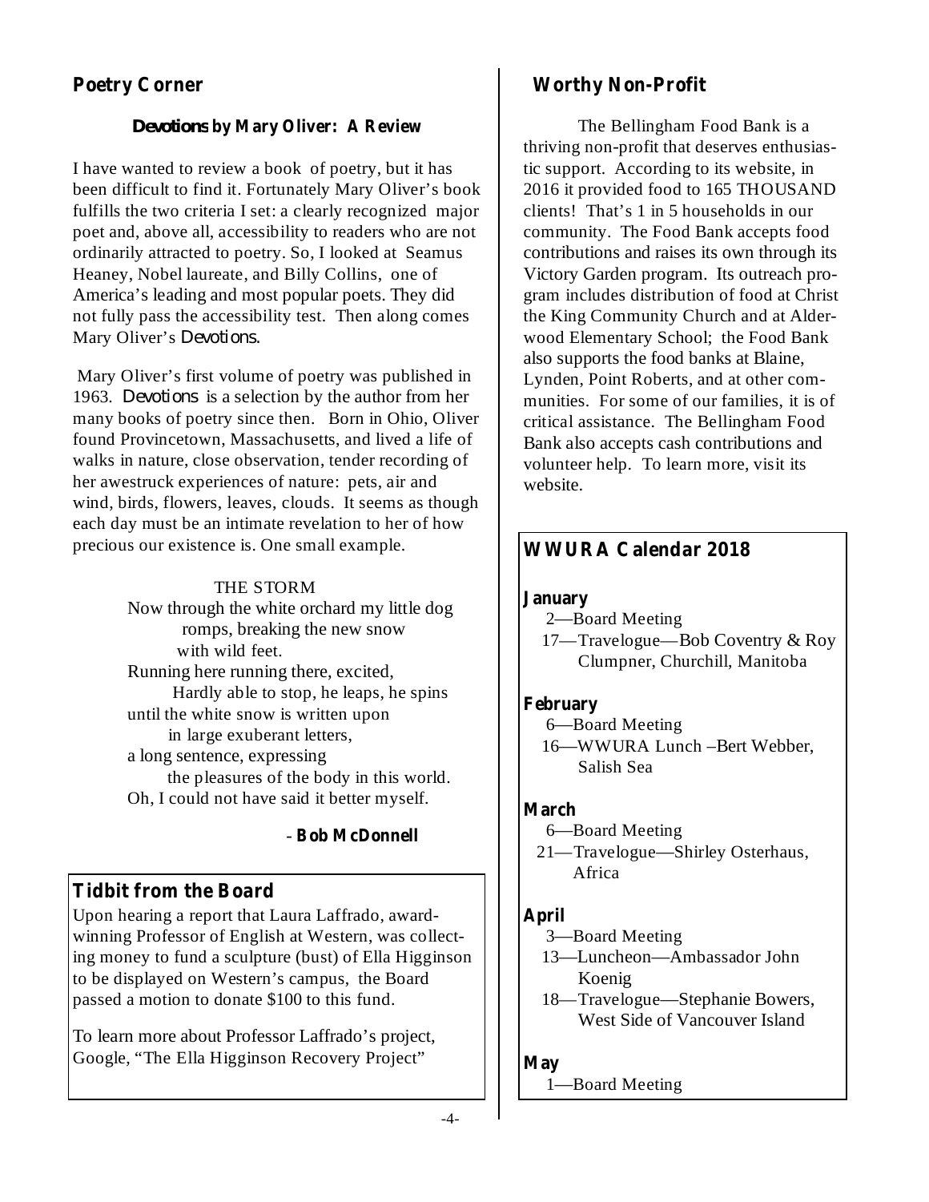## Poetry Corner

### *Devotions* by Mary Oliver: A Review

I have wanted to review a book of poetry, but it has been difficult to find it. Fortunately Mary Oliver's book fulfills the two criteria I set: a clearly recognized major poet and, above all, accessibility to readers who are not ordinarily attracted to poetry. So, I looked at Seamus Heaney, Nobel laureate, and Billy Collins, one of America's leading and most popular poets. They did not fully pass the accessibility test. Then along comes Mary Oliver's *Devotions*.

Mary Oliver's first volume of poetry was published in 1963. *Devotions* is a selection by the author from her many books of poetry since then. Born in Ohio, Oliver found Provincetown, Massachusetts, and lived a life of walks in nature, close observation, tender recording of her awestruck experiences of nature: pets, air and wind, birds, flowers, leaves, clouds. It seems as though each day must be an intimate revelation to her of how precious our existence is. One small example.

THE STORM

Now through the white orchard my little dog  
romps, breaking the new snow  
with wild feet.  
Running here running there, excited,  
Hardly able to stop, he leaps, he spins  
until the white snow is written upon  
in large exuberant letters,  
a long sentence, expressing  
the pleasures of the body in this world.  
Oh, I could not have said it better myself.

\- **Bob McDonnell**

## Tidbit from the Board

Upon hearing a report that Laura Laffrado, award-winning Professor of English at Western, was collecting money to fund a sculpture (bust) of Ella Higginson to be displayed on Western's campus, the Board passed a motion to donate $100 to this fund.

To learn more about Professor Laffrado's project, Google, "The Ella Higginson Recovery Project"

## Worthy Non-Profit

The Bellingham Food Bank is a thriving non-profit that deserves enthusiastic support. According to its website, in 2016 it provided food to 165 THOUSAND clients! That's 1 in 5 households in our community. The Food Bank accepts food contributions and raises its own through its Victory Garden program. Its outreach program includes distribution of food at Christ the King Community Church and at Alderwood Elementary School; the Food Bank also supports the food banks at Blaine, Lynden, Point Roberts, and at other communities. For some of our families, it is of critical assistance. The Bellingham Food Bank also accepts cash contributions and volunteer help. To learn more, visit its website.

## WWURA Calendar 2018

**January**
- 2—Board Meeting
- 17—Travelogue—Bob Coventry & Roy Clumpner, Churchill, Manitoba

**February**
- 6—Board Meeting
- 16—WWURA Lunch –Bert Webber, Salish Sea

**March**
- 6—Board Meeting
- 21—Travelogue—Shirley Osterhaus, Africa

**April**
- 3—Board Meeting
- 13—Luncheon—Ambassador John Koenig
- 18—Travelogue—Stephanie Bowers, West Side of Vancouver Island

**May**
- 1—Board Meeting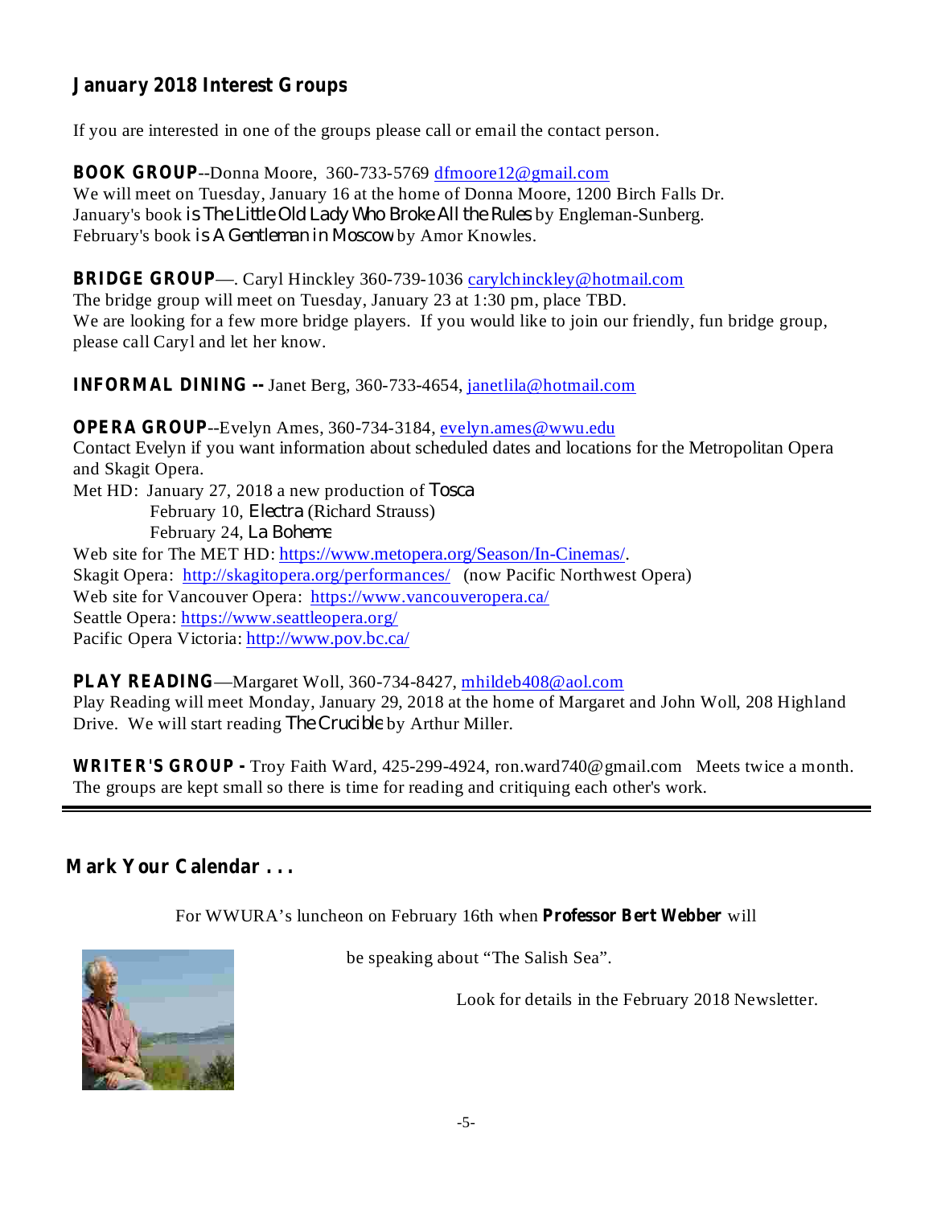## January 2018 Interest Groups

If you are interested in one of the groups please call or email the contact person.

**BOOK GROUP**--Donna Moore, 360-733-5769 dfmoore12@gmail.com
We will meet on Tuesday, January 16 at the home of Donna Moore, 1200 Birch Falls Dr.
January's book is *The Little Old Lady Who Broke All the Rules* by Engleman-Sunberg.
February's book is *A Gentleman in Moscow* by Amor Knowles.

**BRIDGE GROUP**—. Caryl Hinckley 360-739-1036 carylchinckley@hotmail.com
The bridge group will meet on Tuesday, January 23 at 1:30 pm, place TBD.
We are looking for a few more bridge players. If you would like to join our friendly, fun bridge group, please call Caryl and let her know.

**INFORMAL DINING --** Janet Berg, 360-733-4654, janetlila@hotmail.com

**OPERA GROUP**--Evelyn Ames, 360-734-3184, evelyn.ames@wwu.edu
Contact Evelyn if you want information about scheduled dates and locations for the Metropolitan Opera and Skagit Opera.
Met HD: January 27, 2018 a new production of *Tosca*
February 10, *Electra* (Richard Strauss)
February 24, *La Boheme*
Web site for The MET HD: https://www.metopera.org/Season/In-Cinemas/.
Skagit Opera: http://skagitopera.org/performances/ (now Pacific Northwest Opera)
Web site for Vancouver Opera: https://www.vancouveropera.ca/
Seattle Opera: https://www.seattleopera.org/
Pacific Opera Victoria: http://www.pov.bc.ca/

**PLAY READING**—Margaret Woll, 360-734-8427, mhildeb408@aol.com
Play Reading will meet Monday, January 29, 2018 at the home of Margaret and John Woll, 208 Highland Drive. We will start reading *The Crucible* by Arthur Miller.

**WRITER'S GROUP -** Troy Faith Ward, 425-299-4924, ron.ward740@gmail.com Meets twice a month. The groups are kept small so there is time for reading and critiquing each other's work.

---

## Mark Your Calendar . . .

For WWURA's luncheon on February 16th when **Professor Bert Webber** will be speaking about "The Salish Sea".

Look for details in the February 2018 Newsletter.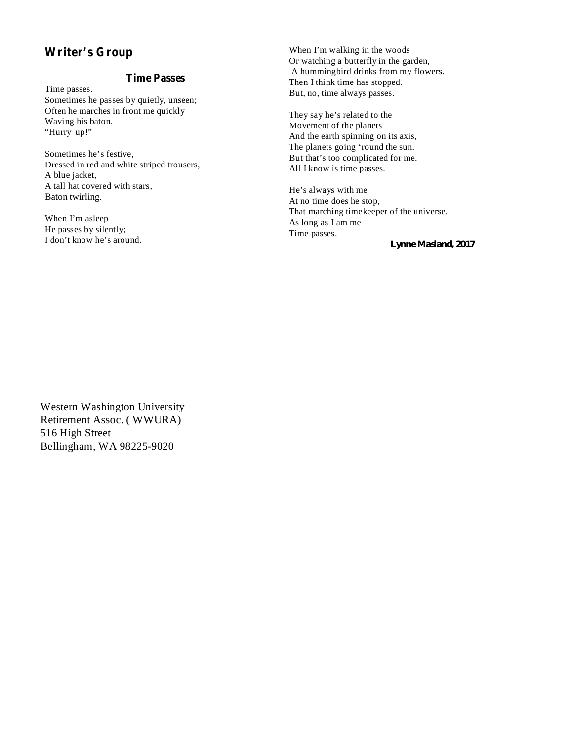## Writer's Group

### Time Passes

Time passes.
Sometimes he passes by quietly, unseen;
Often he marches in front me quickly
Waving his baton.
"Hurry up!"

Sometimes he's festive,
Dressed in red and white striped trousers,
A blue jacket,
A tall hat covered with stars,
Baton twirling.

When I'm asleep
He passes by silently;
I don't know he's around.

When I'm walking in the woods
Or watching a butterfly in the garden,
A hummingbird drinks from my flowers.
Then I think time has stopped.
But, no, time always passes.

They say he's related to the
Movement of the planets
And the earth spinning on its axis,
The planets going 'round the sun.
But that's too complicated for me.
All I know is time passes.

He's always with me
At no time does he stop,
That marching timekeeper of the universe.
As long as I am me
Time passes.

**Lynne Masland, 2017**

Western Washington University
Retirement Assoc. ( WWURA)
516 High Street
Bellingham, WA 98225-9020